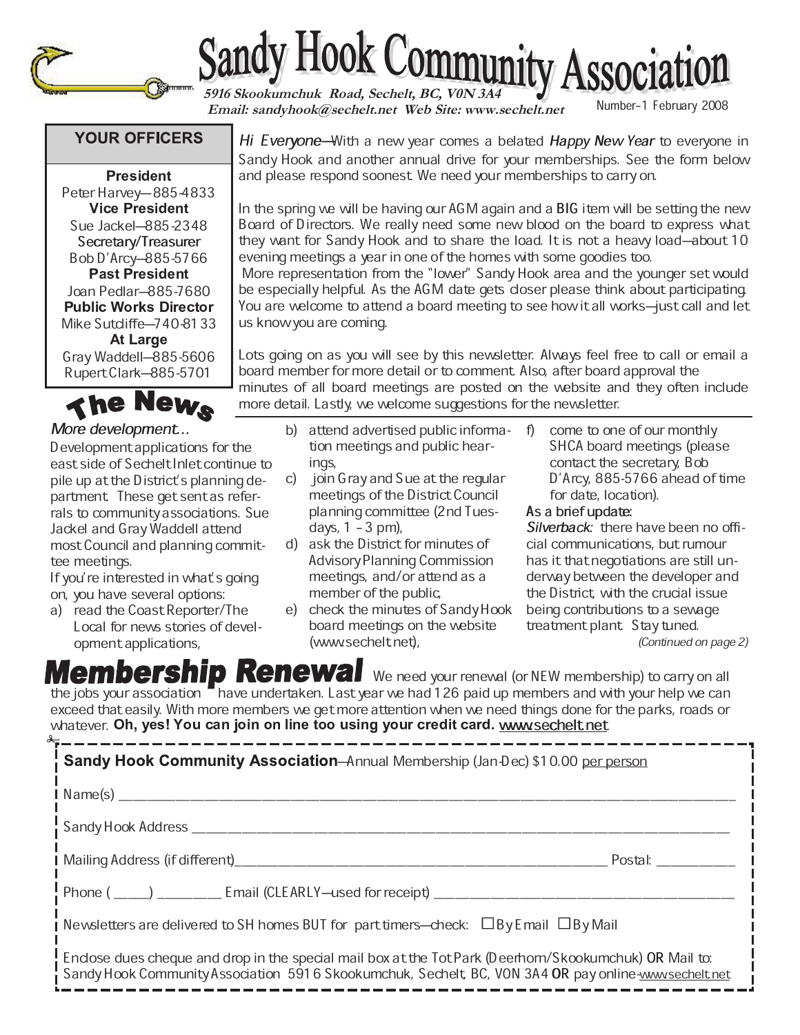# Sandy Hook Community Association

**5916 Skookumchuk Road, Sechelt, BC, V0N 3A4**
**Email: sandyhook@sechelt.net Web Site: www.sechelt.net**

Number–1 February 2008

## YOUR OFFICERS

**President**
Peter Harvey—885-4833

**Vice President**
Sue Jackel—885-2348

**Secretary/Treasurer**
Bob D'Arcy—885-5766

**Past President**
Joan Pedlar—885-7680

**Public Works Director**
Mike Sutcliffe—740-8133

**At Large**
Gray Waddell—885-5606
Rupert Clark—885-5701

*Hi Everyone*—With a new year comes a belated *Happy New Year* to everyone in Sandy Hook and another annual drive for your memberships. See the form below and please respond soonest. We need your memberships to carry on.

In the spring we will be having our AGM again and a BIG item will be setting the new Board of Directors. We really need some new blood on the board to express what they want for Sandy Hook and to share the load. It is not a heavy load—about 10 evening meetings a year in one of the homes with some goodies too.
More representation from the "lower" Sandy Hook area and the younger set would be especially helpful. As the AGM date gets closer please think about participating. You are welcome to attend a board meeting to see how it all works—just call and let us know you are coming.

Lots going on as you will see by this newsletter. Always feel free to call or email a board member for more detail or to comment. Also, after board approval the minutes of all board meetings are posted on the website and they often include more detail. Lastly, we welcome suggestions for the newsletter.

## The News

*More development...*

Development applications for the east side of Sechelt Inlet continue to pile up at the District's planning department. These get sent as referrals to community associations. Sue Jackel and Gray Waddell attend most Council and planning committee meetings.

If you're interested in what's going on, you have several options:

a) read the Coast Reporter/The Local for news stories of development applications,
b) attend advertised public information meetings and public hearings,
c) join Gray and Sue at the regular meetings of the District Council planning committee (2nd Tuesdays, 1 – 3 pm),
d) ask the District for minutes of Advisory Planning Commission meetings, and/or attend as a member of the public,
e) check the minutes of Sandy Hook board meetings on the website (www.sechelt.net),
f) come to one of our monthly SHCA board meetings (please contact the secretary, Bob D'Arcy, 885-5766 ahead of time for date, location).

As a brief update:

*Silverback:* there have been no official communications, but rumour has it that negotiations are still underway between the developer and the District, with the crucial issue being contributions to a sewage treatment plant. Stay tuned.

*(Continued on page 2)*

## Membership Renewal

We need your renewal (or NEW membership) to carry on all the jobs your association have undertaken. Last year we had 126 paid up members and with your help we can exceed that easily. With more members we get more attention when we need things done for the parks, roads or whatever. **Oh, yes! You can join on line too using your credit card.** www.sechelt.net

---

**Sandy Hook Community Association**—Annual Membership (Jan-Dec) $10.00 per person

Name(s) ____________________________________________

Sandy Hook Address ____________________________________________

Mailing Address (if different)______________________________ Postal: __________

Phone (_____) _________ Email (CLEARLY—used for receipt) ______________________

Newsletters are delivered to SH homes BUT for part timers—check: ☐ By Email ☐ By Mail

Enclose dues cheque and drop in the special mail box at the Tot Park (Deerhorn/Skookumchuk) **OR** Mail to: Sandy Hook Community Association 5916 Skookumchuk, Sechelt, BC, V0N 3A4 **OR** pay online-www.sechelt.net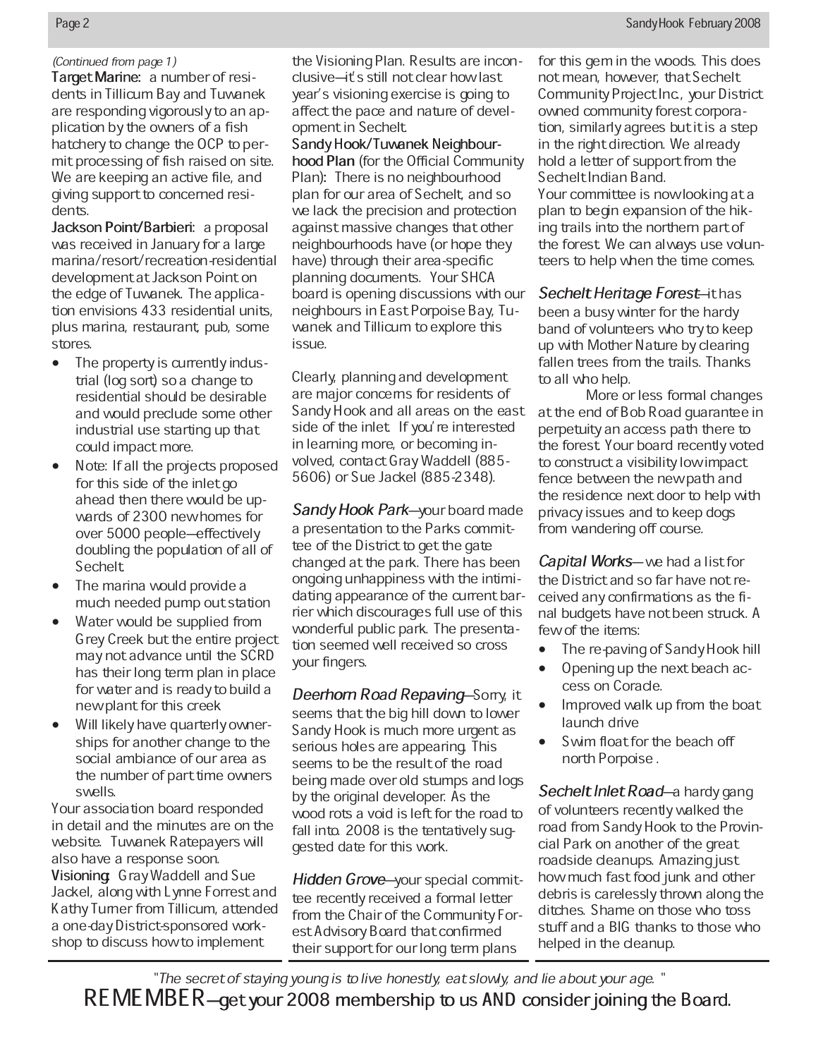*(Continued from page 1)*

**Target Marine:** a number of residents in Tillicum Bay and Tuwanek are responding vigorously to an application by the owners of a fish hatchery to change the OCP to permit processing of fish raised on site. We are keeping an active file, and giving support to concerned residents.

**Jackson Point/Barbieri:** a proposal was received in January for a large marina/resort/recreation-residential development at Jackson Point on the edge of Tuwanek. The application envisions 433 residential units, plus marina, restaurant, pub, some stores.

- The property is currently industrial (log sort) so a change to residential should be desirable and would preclude some other industrial use starting up that could impact more.
- Note: If all the projects proposed for this side of the inlet go ahead then there would be upwards of 2300 new homes for over 5000 people—effectively doubling the population of all of Sechelt.
- The marina would provide a much needed pump out station
- Water would be supplied from Grey Creek but the entire project may not advance until the SCRD has their long term plan in place for water and is ready to build a new plant for this creek
- Will likely have quarterly ownerships for another change to the social ambiance of our area as the number of part time owners swells.

Your association board responded in detail and the minutes are on the website. Tuwanek Ratepayers will also have a response soon.

**Visioning:** Gray Waddell and Sue Jackel, along with Lynne Forrest and Kathy Turner from Tillicum, attended a one-day District-sponsored workshop to discuss how to implement the Visioning Plan. Results are inconclusive—it's still not clear how last year's visioning exercise is going to affect the pace and nature of development in Sechelt.

**Sandy Hook/Tuwanek Neighbourhood Plan** (for the Official Community Plan): There is no neighbourhood plan for our area of Sechelt, and so we lack the precision and protection against massive changes that other neighbourhoods have (or hope they have) through their area-specific planning documents. Your SHCA board is opening discussions with our neighbours in East Porpoise Bay, Tuwanek and Tillicum to explore this issue.

Clearly, planning and development are major concerns for residents of Sandy Hook and all areas on the east side of the inlet. If you're interested in learning more, or becoming involved, contact Gray Waddell (885-5606) or Sue Jackel (885-2348).

***Sandy Hook Park***—your board made a presentation to the Parks committee of the District to get the gate changed at the park. There has been ongoing unhappiness with the intimidating appearance of the current barrier which discourages full use of this wonderful public park. The presentation seemed well received so cross your fingers.

***Deerhorn Road Repaving***—Sorry, it seems that the big hill down to lower Sandy Hook is much more urgent as serious holes are appearing. This seems to be the result of the road being made over old stumps and logs by the original developer. As the wood rots a void is left for the road to fall into. 2008 is the tentatively suggested date for this work.

***Hidden Grove***—your special committee recently received a formal letter from the Chair of the Community Forest Advisory Board that confirmed their support for our long term plans for this gem in the woods. This does not mean, however, that Sechelt Community Project Inc., your District owned community forest corporation, similarly agrees but it is a step in the right direction. We already hold a letter of support from the Sechelt Indian Band.

Your committee is now looking at a plan to begin expansion of the hiking trails into the northern part of the forest. We can always use volunteers to help when the time comes.

***Sechelt Heritage Forest***—it has been a busy winter for the hardy band of volunteers who try to keep up with Mother Nature by clearing fallen trees from the trails. Thanks to all who help.

More or less formal changes at the end of Bob Road guarantee in perpetuity an access path there to the forest. Your board recently voted to construct a visibility low impact fence between the new path and the residence next door to help with privacy issues and to keep dogs from wandering off course.

***Capital Works***— we had a list for the District and so far have not received any confirmations as the final budgets have not been struck. A few of the items:

- The re-paving of Sandy Hook hill
- Opening up the next beach access on Coracle.
- Improved walk up from the boat launch drive
- Swim float for the beach off north Porpoise .

***Sechelt Inlet Road***—a hardy gang of volunteers recently walked the road from Sandy Hook to the Provincial Park on another of the great roadside cleanups. Amazing just how much fast food junk and other debris is carelessly thrown along the ditches. Shame on those who toss stuff and a BIG thanks to those who helped in the cleanup.

*"The secret of staying young is to live honestly, eat slowly, and lie about your age. "*

REMEMBER—get your 2008 membership to us AND consider joining the Board.